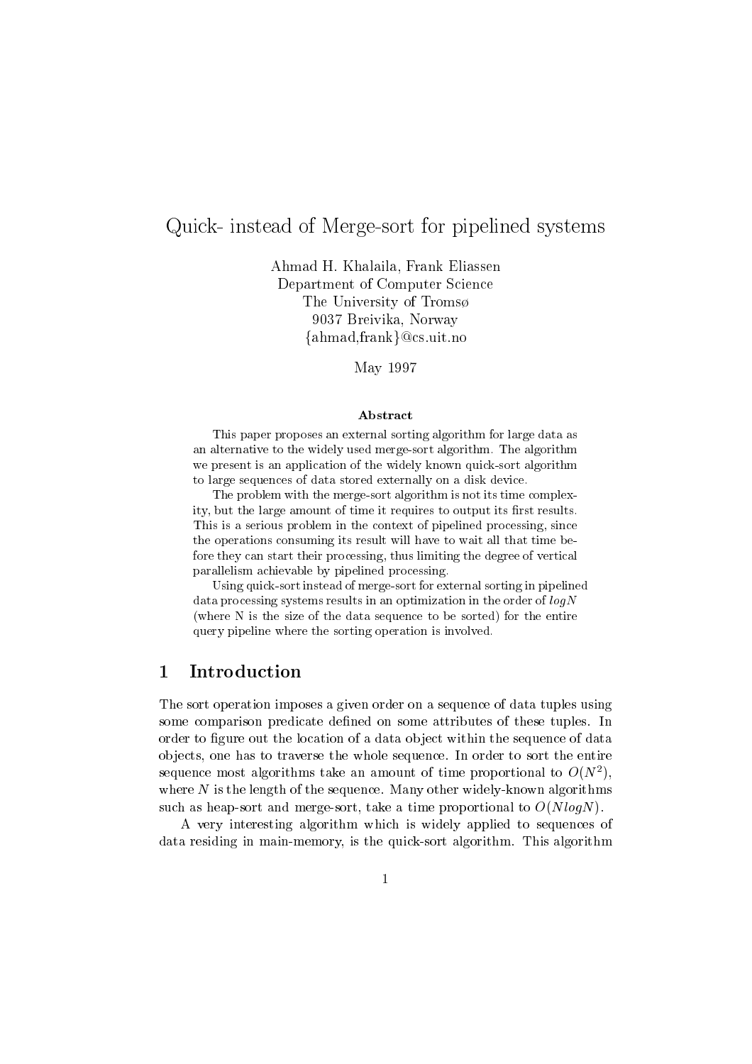# Quick- instead of Merge-sort for pipelined systems

Ahmad H. Khalaila, Frank Eliassen
Department of Computer Science
The University of Tromsø
9037 Breivika, Norway
{ahmad,frank}@cs.uit.no

May 1997

### Abstract

This paper proposes an external sorting algorithm for large data as an alternative to the widely used merge-sort algorithm. The algorithm we present is an application of the widely known quick-sort algorithm to large sequences of data stored externally on a disk device.

The problem with the merge-sort algorithm is not its time complexity, but the large amount of time it requires to output its first results. This is a serious problem in the context of pipelined processing, since the operations consuming its result will have to wait all that time before they can start their processing, thus limiting the degree of vertical parallelism achievable by pipelined processing.

Using quick-sort instead of merge-sort for external sorting in pipelined data processing systems results in an optimization in the order of $logN$ (where N is the size of the data sequence to be sorted) for the entire query pipeline where the sorting operation is involved.

## 1 Introduction

The sort operation imposes a given order on a sequence of data tuples using some comparison predicate defined on some attributes of these tuples. In order to figure out the location of a data object within the sequence of data objects, one has to traverse the whole sequence. In order to sort the entire sequence most algorithms take an amount of time proportional to $O(N^2)$, where $N$ is the length of the sequence. Many other widely-known algorithms such as heap-sort and merge-sort, take a time proportional to $O(NlogN)$.

A very interesting algorithm which is widely applied to sequences of data residing in main-memory, is the quick-sort algorithm. This algorithm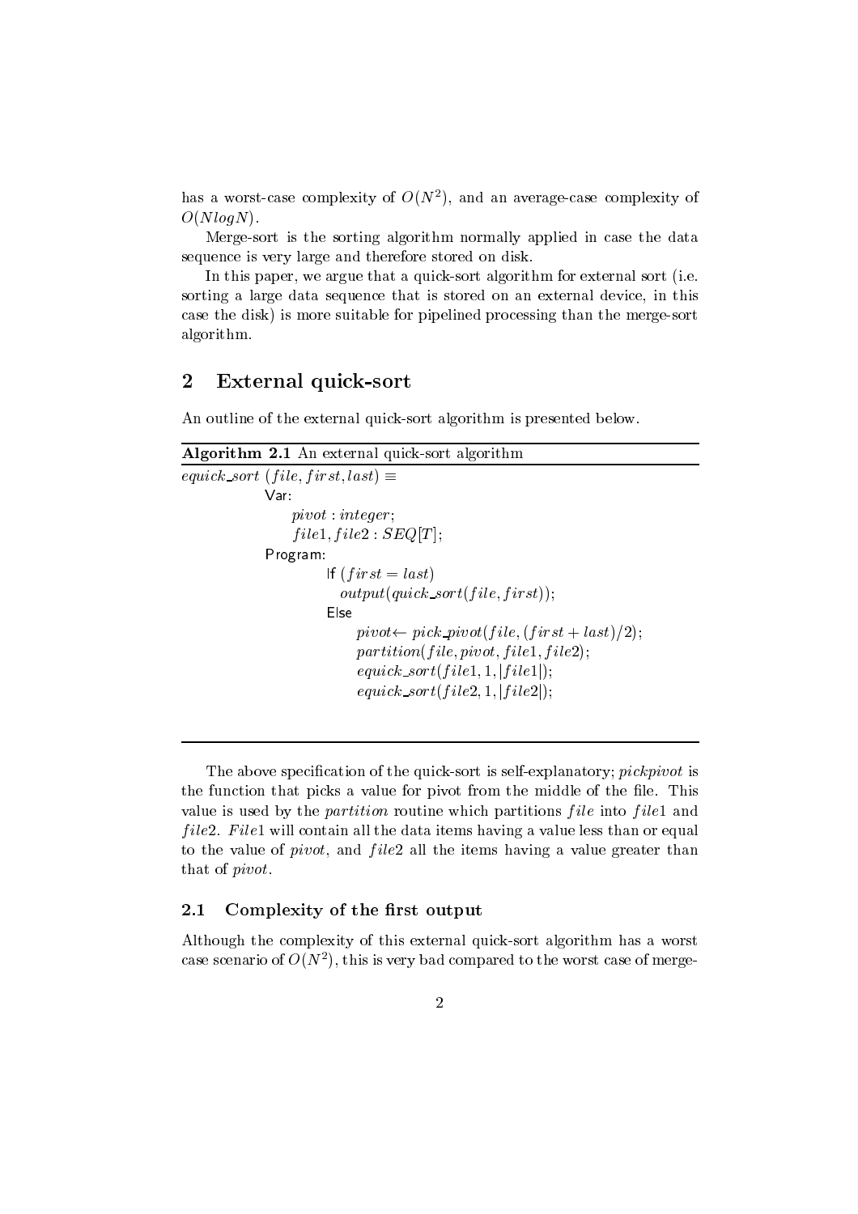has a worst-case complexity of $O(N^2)$, and an average-case complexity of $O(NlogN)$.

Merge-sort is the sorting algorithm normally applied in case the data sequence is very large and therefore stored on disk.

In this paper, we argue that a quick-sort algorithm for external sort (i.e. sorting a large data sequence that is stored on an external device, in this case the disk) is more suitable for pipelined processing than the merge-sort algorithm.

## 2 External quick-sort

An outline of the external quick-sort algorithm is presented below.

**Algorithm 2.1** An external quick-sort algorithm

$equick\_sort\ (file, first, last) \equiv$

Var:

$pivot : integer;$

$file1, file2 : SEQ[T];$

Program:

If $(first = last)$

$output(quick\_sort(file, first));$

Else

$pivot \leftarrow pick\_pivot(file, (first + last)/2);$

$partition(file, pivot, file1, file2);$

$equick\_sort(file1, 1, |file1|);$

$equick\_sort(file2, 1, |file2|);$

The above specification of the quick-sort is self-explanatory; *pickpivot* is the function that picks a value for pivot from the middle of the file. This value is used by the *partition* routine which partitions *file* into *file*1 and *file*2. *File*1 will contain all the data items having a value less than or equal to the value of *pivot*, and *file*2 all the items having a value greater than that of *pivot*.

### 2.1 Complexity of the first output

Although the complexity of this external quick-sort algorithm has a worst case scenario of $O(N^2)$, this is very bad compared to the worst case of merge-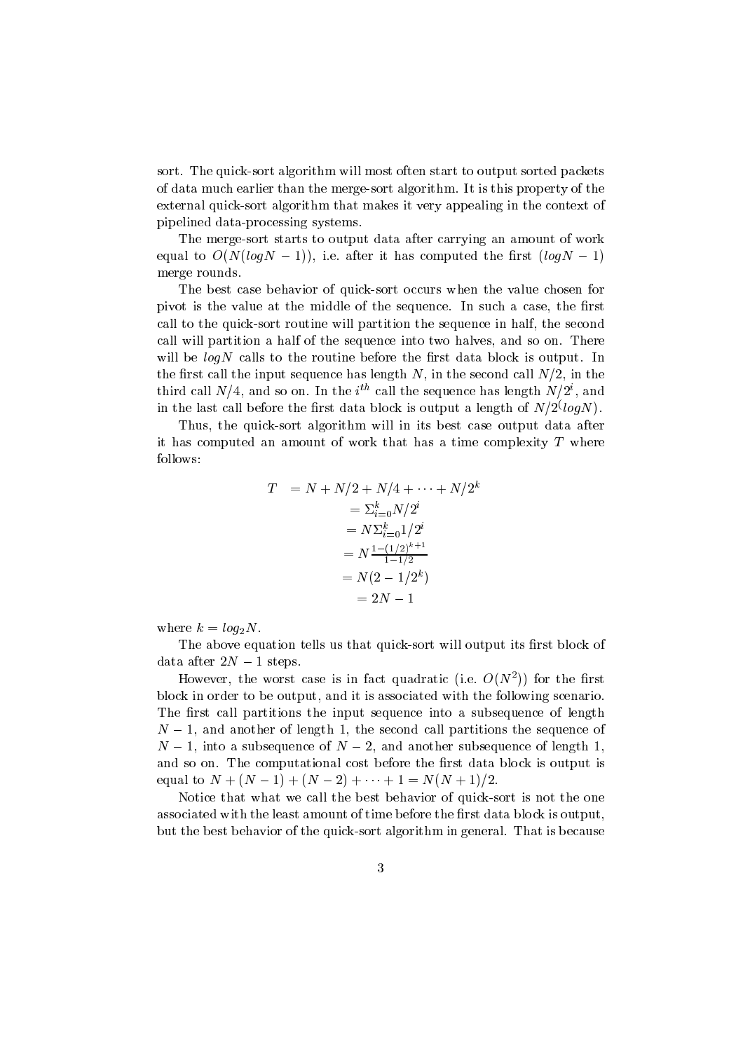sort. The quick-sort algorithm will most often start to output sorted packets of data much earlier than the merge-sort algorithm. It is this property of the external quick-sort algorithm that makes it very appealing in the context of pipelined data-processing systems.

The merge-sort starts to output data after carrying an amount of work equal to $O(N(logN-1))$, i.e. after it has computed the first $(logN-1)$ merge rounds.

The best case behavior of quick-sort occurs when the value chosen for pivot is the value at the middle of the sequence. In such a case, the first call to the quick-sort routine will partition the sequence in half, the second call will partition a half of the sequence into two halves, and so on. There will be $logN$ calls to the routine before the first data block is output. In the first call the input sequence has length $N$, in the second call $N/2$, in the third call $N/4$, and so on. In the $i^{th}$ call the sequence has length $N/2^i$, and in the last call before the first data block is output a length of $N/2^(logN)$.

Thus, the quick-sort algorithm will in its best case output data after it has computed an amount of work that has a time complexity $T$ where follows:

$$
\begin{aligned}
T &= N + N/2 + N/4 + \cdots + N/2^k \\
&= \Sigma_{i=0}^{k} N/2^i \\
&= N\Sigma_{i=0}^{k} 1/2^i \\
&= N\frac{1-(1/2)^{k+1}}{1-1/2} \\
&= N(2 - 1/2^k) \\
&= 2N - 1
\end{aligned}
$$

where $k = log_2 N$.

The above equation tells us that quick-sort will output its first block of data after $2N-1$ steps.

However, the worst case is in fact quadratic (i.e. $O(N^2)$) for the first block in order to be output, and it is associated with the following scenario. The first call partitions the input sequence into a subsequence of length $N-1$, and another of length 1, the second call partitions the sequence of $N-1$, into a subsequence of $N-2$, and another subsequence of length 1, and so on. The computational cost before the first data block is output is equal to $N + (N-1) + (N-2) + \cdots + 1 = N(N+1)/2$.

Notice that what we call the best behavior of quick-sort is not the one associated with the least amount of time before the first data block is output, but the best behavior of the quick-sort algorithm in general. That is because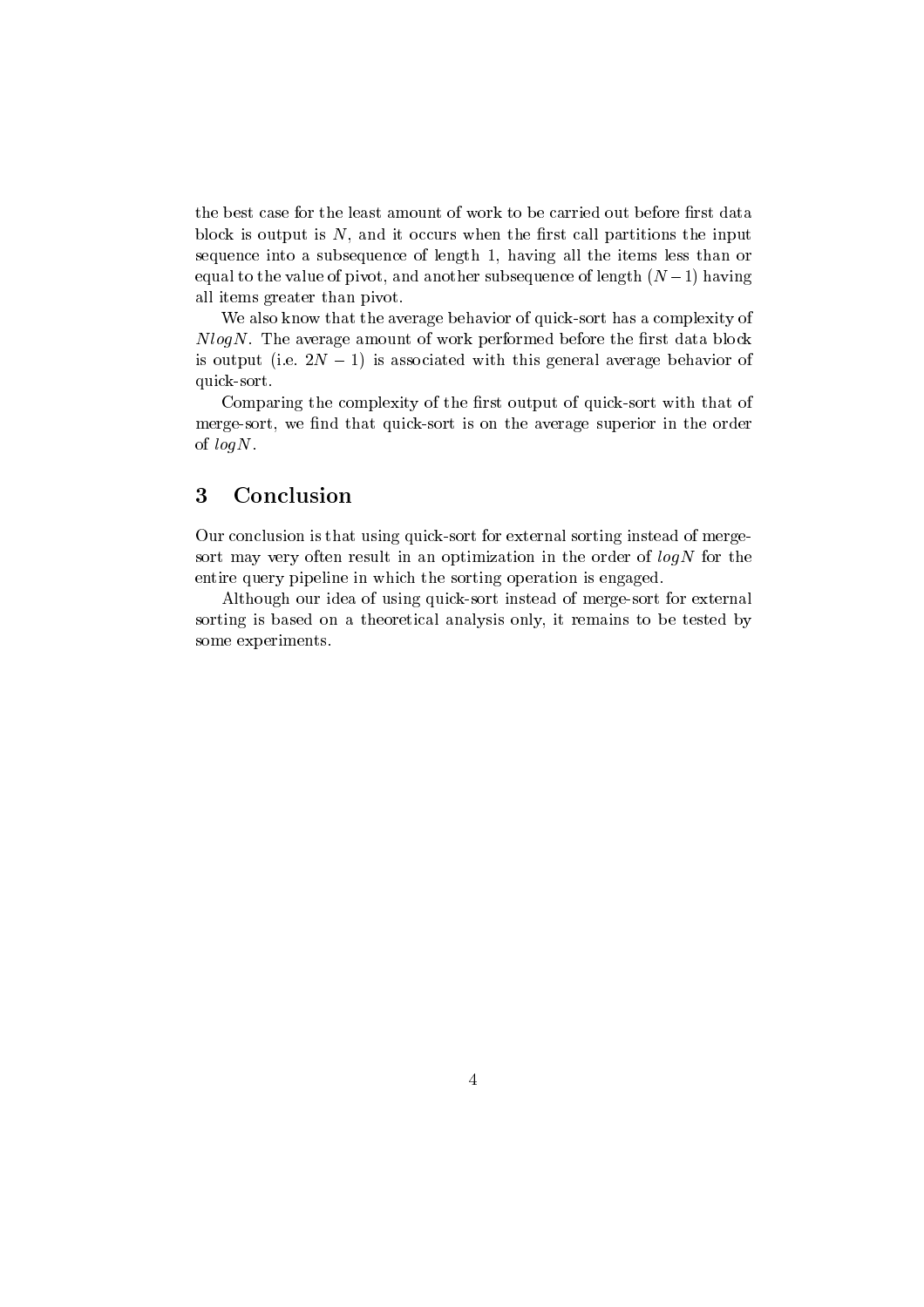the best case for the least amount of work to be carried out before first data block is output is $N$, and it occurs when the first call partitions the input sequence into a subsequence of length 1, having all the items less than or equal to the value of pivot, and another subsequence of length $(N-1)$ having all items greater than pivot.

We also know that the average behavior of quick-sort has a complexity of $NlogN$. The average amount of work performed before the first data block is output (i.e. $2N-1$) is associated with this general average behavior of quick-sort.

Comparing the complexity of the first output of quick-sort with that of merge-sort, we find that quick-sort is on the average superior in the order of $logN$.

## 3 Conclusion

Our conclusion is that using quick-sort for external sorting instead of merge-sort may very often result in an optimization in the order of $logN$ for the entire query pipeline in which the sorting operation is engaged.

Although our idea of using quick-sort instead of merge-sort for external sorting is based on a theoretical analysis only, it remains to be tested by some experiments.